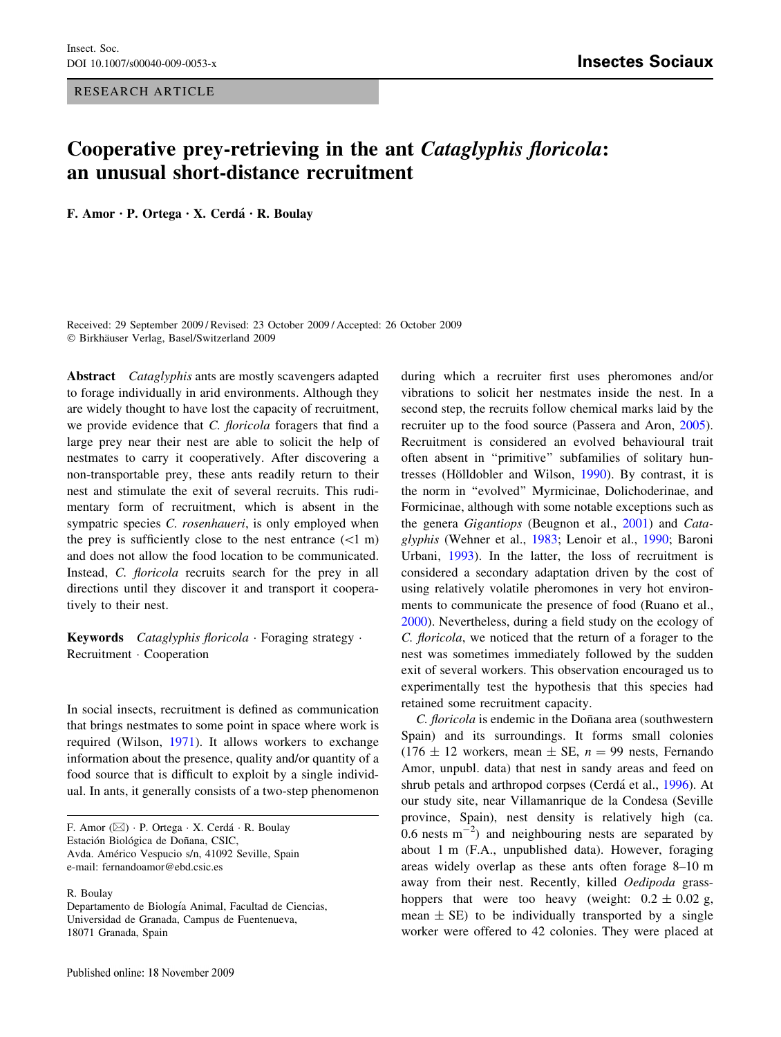RESEARCH ARTICLE

# Cooperative prey-retrieving in the ant *Cataglyphis floricola*: an unusual short-distance recruitment

**F. Amor · P. Ortega · X. Cerdá · R. Boulay**

Received: 29 September 2009 / Revised: 23 October 2009 / Accepted: 26 October 2009
© Birkhäuser Verlag, Basel/Switzerland 2009

**Abstract** *Cataglyphis* ants are mostly scavengers adapted to forage individually in arid environments. Although they are widely thought to have lost the capacity of recruitment, we provide evidence that *C. floricola* foragers that find a large prey near their nest are able to solicit the help of nestmates to carry it cooperatively. After discovering a non-transportable prey, these ants readily return to their nest and stimulate the exit of several recruits. This rudimentary form of recruitment, which is absent in the sympatric species *C. rosenhaueri*, is only employed when the prey is sufficiently close to the nest entrance (<1 m) and does not allow the food location to be communicated. Instead, *C. floricola* recruits search for the prey in all directions until they discover it and transport it cooperatively to their nest.

**Keywords** *Cataglyphis floricola* · Foraging strategy · Recruitment · Cooperation

In social insects, recruitment is defined as communication that brings nestmates to some point in space where work is required (Wilson, 1971). It allows workers to exchange information about the presence, quality and/or quantity of a food source that is difficult to exploit by a single individual. In ants, it generally consists of a two-step phenomenon during which a recruiter first uses pheromones and/or vibrations to solicit her nestmates inside the nest. In a second step, the recruits follow chemical marks laid by the recruiter up to the food source (Passera and Aron, 2005). Recruitment is considered an evolved behavioural trait often absent in "primitive" subfamilies of solitary huntresses (Hölldobler and Wilson, 1990). By contrast, it is the norm in "evolved" Myrmicinae, Dolichoderinae, and Formicinae, although with some notable exceptions such as the genera *Gigantiops* (Beugnon et al., 2001) and *Cataglyphis* (Wehner et al., 1983; Lenoir et al., 1990; Baroni Urbani, 1993). In the latter, the loss of recruitment is considered a secondary adaptation driven by the cost of using relatively volatile pheromones in very hot environments to communicate the presence of food (Ruano et al., 2000). Nevertheless, during a field study on the ecology of *C. floricola*, we noticed that the return of a forager to the nest was sometimes immediately followed by the sudden exit of several workers. This observation encouraged us to experimentally test the hypothesis that this species had retained some recruitment capacity.

*C. floricola* is endemic in the Doñana area (southwestern Spain) and its surroundings. It forms small colonies (176 ± 12 workers, mean ± SE, $n = 99$ nests, Fernando Amor, unpubl. data) that nest in sandy areas and feed on shrub petals and arthropod corpses (Cerdá et al., 1996). At our study site, near Villamanrique de la Condesa (Seville province, Spain), nest density is relatively high (ca. 0.6 nests $m^{-2}$) and neighbouring nests are separated by about 1 m (F.A., unpublished data). However, foraging areas widely overlap as these ants often forage 8–10 m away from their nest. Recently, killed *Oedipoda* grasshoppers that were too heavy (weight: 0.2 ± 0.02 g, mean ± SE) to be individually transported by a single worker were offered to 42 colonies. They were placed at

F. Amor (✉) · P. Ortega · X. Cerdá · R. Boulay
Estación Biológica de Doñana, CSIC,
Avda. Américo Vespucio s/n, 41092 Seville, Spain
e-mail: fernandoamor@ebd.csic.es

R. Boulay
Departamento de Biología Animal, Facultad de Ciencias,
Universidad de Granada, Campus de Fuentenueva,
18071 Granada, Spain

Published online: 18 November 2009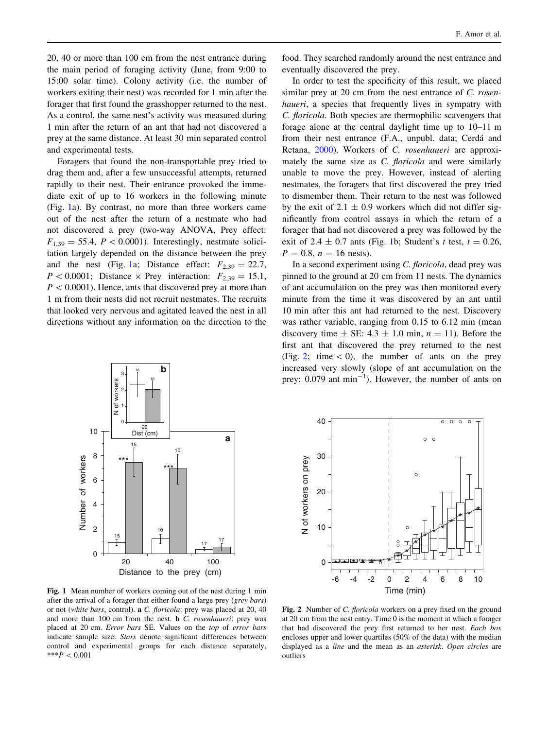20, 40 or more than 100 cm from the nest entrance during the main period of foraging activity (June, from 9:00 to 15:00 solar time). Colony activity (i.e. the number of workers exiting their nest) was recorded for 1 min after the forager that first found the grasshopper returned to the nest. As a control, the same nest's activity was measured during 1 min after the return of an ant that had not discovered a prey at the same distance. At least 30 min separated control and experimental tests.

Foragers that found the non-transportable prey tried to drag them and, after a few unsuccessful attempts, returned rapidly to their nest. Their entrance provoked the immediate exit of up to 16 workers in the following minute (Fig. 1a). By contrast, no more than three workers came out of the nest after the return of a nestmate who had not discovered a prey (two-way ANOVA, Prey effect: $F_{1,39} = 55.4$, $P < 0.0001$). Interestingly, nestmate solicitation largely depended on the distance between the prey and the nest (Fig. 1a; Distance effect: $F_{2,39} = 22.7$, $P < 0.0001$; Distance × Prey interaction: $F_{2,39} = 15.1$, $P < 0.0001$). Hence, ants that discovered prey at more than 1 m from their nests did not recruit nestmates. The recruits that looked very nervous and agitated leaved the nest in all directions without any information on the direction to the food. They searched randomly around the nest entrance and eventually discovered the prey.

In order to test the specificity of this result, we placed similar prey at 20 cm from the nest entrance of *C. rosenhaueri*, a species that frequently lives in sympatry with *C. floricola*. Both species are thermophilic scavengers that forage alone at the central daylight time up to 10–11 m from their nest entrance (F.A., unpubl. data; Cerdá and Retana, 2000). Workers of *C. rosenhaueri* are approximately the same size as *C. floricola* and were similarly unable to move the prey. However, instead of alerting nestmates, the foragers that first discovered the prey tried to dismember them. Their return to the nest was followed by the exit of 2.1 ± 0.9 workers which did not differ significantly from control assays in which the return of a forager that had not discovered a prey was followed by the exit of 2.4 ± 0.7 ants (Fig. 1b; Student's *t* test, $t = 0.26$, $P = 0.8$, $n = 16$ nests).

In a second experiment using *C. floricola*, dead prey was pinned to the ground at 20 cm from 11 nests. The dynamics of ant accumulation on the prey was then monitored every minute from the time it was discovered by an ant until 10 min after this ant had returned to the nest. Discovery was rather variable, ranging from 0.15 to 6.12 min (mean discovery time ± SE: 4.3 ± 1.0 min, $n = 11$). Before the first ant that discovered the prey returned to the nest (Fig. 2; time < 0), the number of ants on the prey increased very slowly (slope of ant accumulation on the prey: 0.079 ant $\text{min}^{-1}$). However, the number of ants on

**Fig. 1** Mean number of workers coming out of the nest during 1 min after the arrival of a forager that either found a large prey (*grey bars*) or not (*white bars*, control). **a** *C. floricola*: prey was placed at 20, 40 and more than 100 cm from the nest. **b** *C. rosenhaueri*: prey was placed at 20 cm. *Error bars* SE. Values on the *top* of *error bars* indicate sample size. *Stars* denote significant differences between control and experimental groups for each distance separately, ***$P < 0.001$

**Fig. 2** Number of *C. floricola* workers on a prey fixed on the ground at 20 cm from the nest entry. Time 0 is the moment at which a forager that had discovered the prey first returned to her nest. *Each box* encloses upper and lower quartiles (50% of the data) with the median displayed as a *line* and the mean as an *asterisk*. *Open circles* are outliers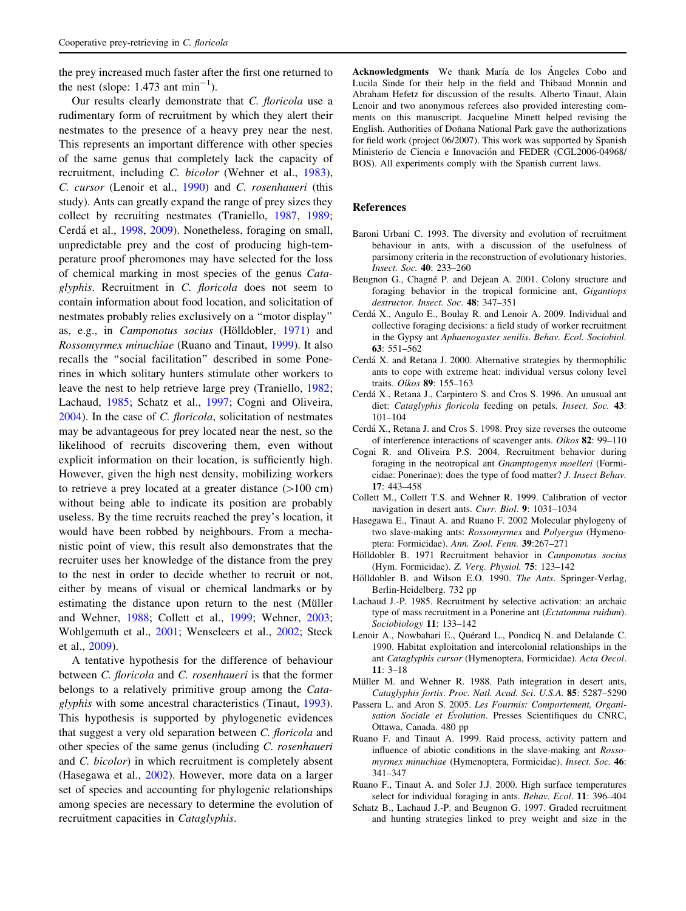the prey increased much faster after the first one returned to the nest (slope: 1.473 ant $min^{-1}$).

Our results clearly demonstrate that *C. floricola* use a rudimentary form of recruitment by which they alert their nestmates to the presence of a heavy prey near the nest. This represents an important difference with other species of the same genus that completely lack the capacity of recruitment, including *C. bicolor* (Wehner et al., 1983), *C. cursor* (Lenoir et al., 1990) and *C. rosenhaueri* (this study). Ants can greatly expand the range of prey sizes they collect by recruiting nestmates (Traniello, 1987, 1989; Cerdá et al., 1998, 2009). Nonetheless, foraging on small, unpredictable prey and the cost of producing high-temperature proof pheromones may have selected for the loss of chemical marking in most species of the genus *Cataglyphis*. Recruitment in *C. floricola* does not seem to contain information about food location, and solicitation of nestmates probably relies exclusively on a "motor display" as, e.g., in *Camponotus socius* (Hölldobler, 1971) and *Rossomyrmex minuchiae* (Ruano and Tinaut, 1999). It also recalls the "social facilitation" described in some Ponerines in which solitary hunters stimulate other workers to leave the nest to help retrieve large prey (Traniello, 1982; Lachaud, 1985; Schatz et al., 1997; Cogni and Oliveira, 2004). In the case of *C. floricola*, solicitation of nestmates may be advantageous for prey located near the nest, so the likelihood of recruits discovering them, even without explicit information on their location, is sufficiently high. However, given the high nest density, mobilizing workers to retrieve a prey located at a greater distance (>100 cm) without being able to indicate its position are probably useless. By the time recruits reached the prey's location, it would have been robbed by neighbours. From a mechanistic point of view, this result also demonstrates that the recruiter uses her knowledge of the distance from the prey to the nest in order to decide whether to recruit or not, either by means of visual or chemical landmarks or by estimating the distance upon return to the nest (Müller and Wehner, 1988; Collett et al., 1999; Wehner, 2003; Wohlgemuth et al., 2001; Wenseleers et al., 2002; Steck et al., 2009).

A tentative hypothesis for the difference of behaviour between *C. floricola* and *C. rosenhaueri* is that the former belongs to a relatively primitive group among the *Cataglyphis* with some ancestral characteristics (Tinaut, 1993). This hypothesis is supported by phylogenetic evidences that suggest a very old separation between *C. floricola* and other species of the same genus (including *C. rosenhaueri* and *C. bicolor*) in which recruitment is completely absent (Hasegawa et al., 2002). However, more data on a larger set of species and accounting for phylogenic relationships among species are necessary to determine the evolution of recruitment capacities in *Cataglyphis*.

**Acknowledgments** We thank María de los Ángeles Cobo and Lucila Sinde for their help in the field and Thibaud Monnin and Abraham Hefetz for discussion of the results. Alberto Tinaut, Alain Lenoir and two anonymous referees also provided interesting comments on this manuscript. Jacqueline Minett helped revising the English. Authorities of Doñana National Park gave the authorizations for field work (project 06/2007). This work was supported by Spanish Ministerio de Ciencia e Innovación and FEDER (CGL2006-04968/BOS). All experiments comply with the Spanish current laws.

## References

Baroni Urbani C. 1993. The diversity and evolution of recruitment behaviour in ants, with a discussion of the usefulness of parsimony criteria in the reconstruction of evolutionary histories. *Insect. Soc.* **40**: 233–260

Beugnon G., Chagné P. and Dejean A. 2001. Colony structure and foraging behavior in the tropical formicine ant, *Gigantiops destructor*. *Insect. Soc.* **48**: 347–351

Cerdá X., Angulo E., Boulay R. and Lenoir A. 2009. Individual and collective foraging decisions: a field study of worker recruitment in the Gypsy ant *Aphaenogaster senilis*. *Behav. Ecol. Sociobiol.* **63**: 551–562

Cerdá X. and Retana J. 2000. Alternative strategies by thermophilic ants to cope with extreme heat: individual versus colony level traits. *Oikos* **89**: 155–163

Cerdá X., Retana J., Carpintero S. and Cros S. 1996. An unusual ant diet: *Cataglyphis floricola* feeding on petals. *Insect. Soc.* **43**: 101–104

Cerdá X., Retana J. and Cros S. 1998. Prey size reverses the outcome of interference interactions of scavenger ants. *Oikos* **82**: 99–110

Cogni R. and Oliveira P.S. 2004. Recruitment behavior during foraging in the neotropical ant *Gnamptogenys moelleri* (Formicidae: Ponerinae): does the type of food matter? *J. Insect Behav.* **17**: 443–458

Collett M., Collett T.S. and Wehner R. 1999. Calibration of vector navigation in desert ants. *Curr. Biol.* **9**: 1031–1034

Hasegawa E., Tinaut A. and Ruano F. 2002 Molecular phylogeny of two slave-making ants: *Rossomyrmex* and *Polyergus* (Hymenoptera: Formicidae). *Ann. Zool. Fenn.* **39**:267–271

Hölldobler B. 1971 Recruitment behavior in *Camponotus socius* (Hym. Formicidae). *Z. Verg. Physiol.* **75**: 123–142

Hölldobler B. and Wilson E.O. 1990. *The Ants*. Springer-Verlag, Berlin-Heidelberg. 732 pp

Lachaud J.-P. 1985. Recruitment by selective activation: an archaic type of mass recruitment in a Ponerine ant (*Ectatomma ruidum*). *Sociobiology* **11**: 133–142

Lenoir A., Nowbahari E., Quérard L., Pondicq N. and Delalande C. 1990. Habitat exploitation and intercolonial relationships in the ant *Cataglyphis cursor* (Hymenoptera, Formicidae). *Acta Oecol.* **11**: 3–18

Müller M. and Wehner R. 1988. Path integration in desert ants, *Cataglyphis fortis*. *Proc. Natl. Acad. Sci. U.S.A.* **85**: 5287–5290

Passera L. and Aron S. 2005. *Les Fourmis: Comportement, Organisation Sociale et Évolution*. Presses Scientifiques du CNRC, Ottawa, Canada. 480 pp

Ruano F. and Tinaut A. 1999. Raid process, activity pattern and influence of abiotic conditions in the slave-making ant *Rossomyrmex minuchiae* (Hymenoptera, Formicidae). *Insect. Soc.* **46**: 341–347

Ruano F., Tinaut A. and Soler J.J. 2000. High surface temperatures select for individual foraging in ants. *Behav. Ecol.* **11**: 396–404

Schatz B., Lachaud J.-P. and Beugnon G. 1997. Graded recruitment and hunting strategies linked to prey weight and size in the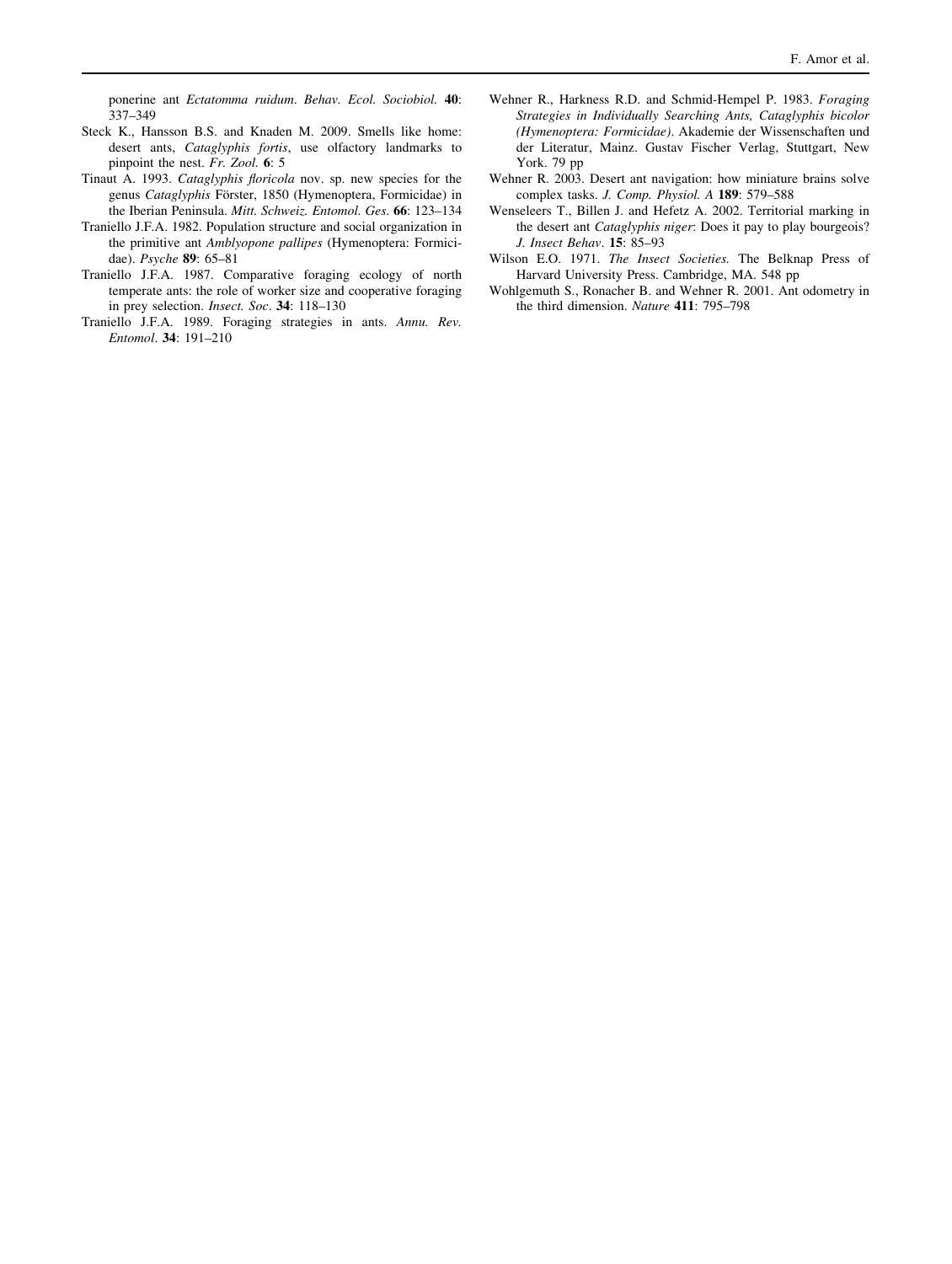ponerine ant *Ectatomma ruidum*. *Behav. Ecol. Sociobiol.* **40**: 337–349

Steck K., Hansson B.S. and Knaden M. 2009. Smells like home: desert ants, *Cataglyphis fortis*, use olfactory landmarks to pinpoint the nest. *Fr. Zool.* **6**: 5

Tinaut A. 1993. *Cataglyphis floricola* nov. sp. new species for the genus *Cataglyphis* Förster, 1850 (Hymenoptera, Formicidae) in the Iberian Peninsula. *Mitt. Schweiz. Entomol. Ges.* **66**: 123–134

Traniello J.F.A. 1982. Population structure and social organization in the primitive ant *Amblyopone pallipes* (Hymenoptera: Formicidae). *Psyche* **89**: 65–81

Traniello J.F.A. 1987. Comparative foraging ecology of north temperate ants: the role of worker size and cooperative foraging in prey selection. *Insect. Soc*. **34**: 118–130

Traniello J.F.A. 1989. Foraging strategies in ants. *Annu. Rev. Entomol*. **34**: 191–210

Wehner R., Harkness R.D. and Schmid-Hempel P. 1983. *Foraging Strategies in Individually Searching Ants, Cataglyphis bicolor (Hymenoptera: Formicidae)*. Akademie der Wissenschaften und der Literatur, Mainz. Gustav Fischer Verlag, Stuttgart, New York. 79 pp

Wehner R. 2003. Desert ant navigation: how miniature brains solve complex tasks. *J. Comp. Physiol. A* **189**: 579–588

Wenseleers T., Billen J. and Hefetz A. 2002. Territorial marking in the desert ant *Cataglyphis niger*: Does it pay to play bourgeois? *J. Insect Behav*. **15**: 85–93

Wilson E.O. 1971. *The Insect Societies.* The Belknap Press of Harvard University Press. Cambridge, MA. 548 pp

Wohlgemuth S., Ronacher B. and Wehner R. 2001. Ant odometry in the third dimension. *Nature* **411**: 795–798